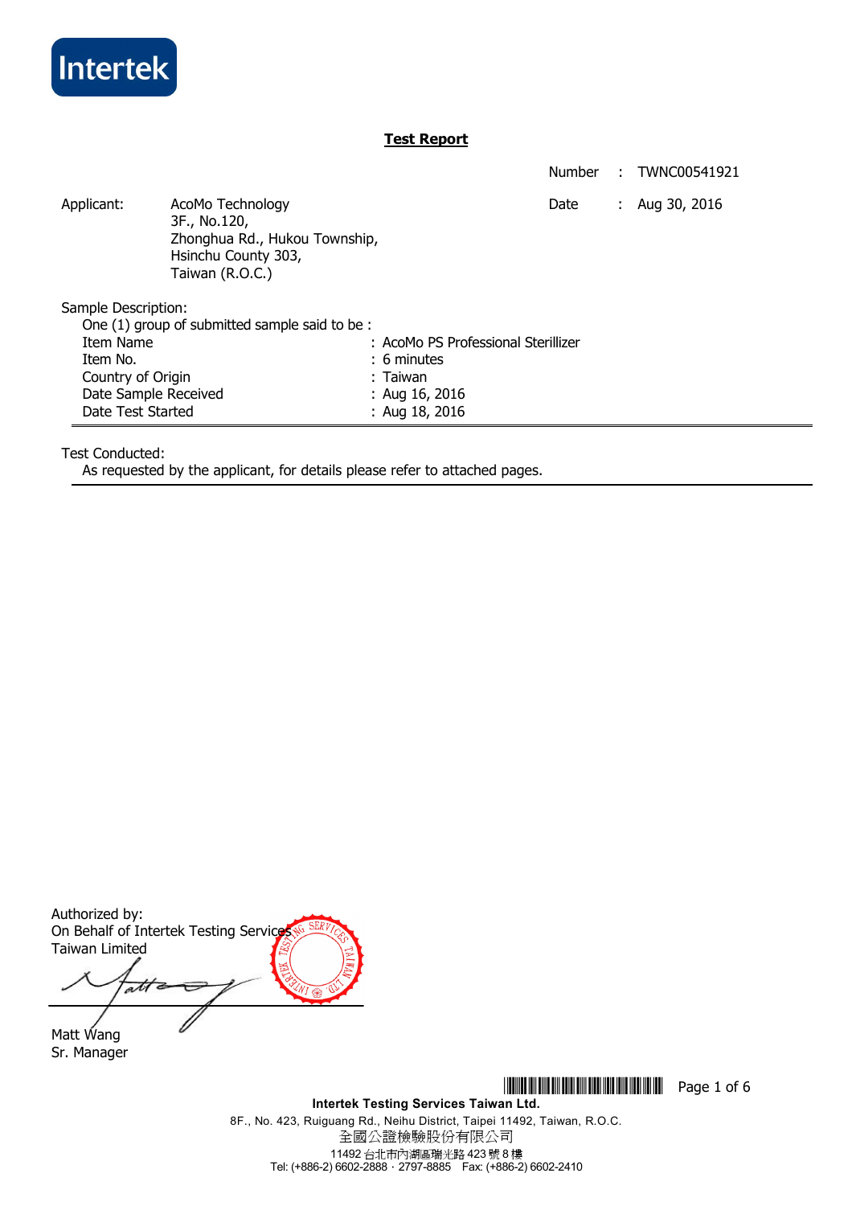Intertek

# Test Report

Number : TWNC00541921

Date : Aug 30, 2016

Applicant: AcoMo Technology
3F., No.120,
Zhonghua Rd., Hukou Township,
Hsinchu County 303,
Taiwan (R.O.C.)

Sample Description:

One (1) group of submitted sample said to be :

| | |
|---|---|
| Item Name | : AcoMo PS Professional Sterillizer |
| Item No. | : 6 minutes |
| Country of Origin | : Taiwan |
| Date Sample Received | : Aug 16, 2016 |
| Date Test Started | : Aug 18, 2016 |

Test Conducted:

As requested by the applicant, for details please refer to attached pages.

Authorized by:
On Behalf of Intertek Testing Services
Taiwan Limited

Matt Wang
Sr. Manager

**Intertek Testing Services Taiwan Ltd.**
8F., No. 423, Ruiguang Rd., Neihu District, Taipei 11492, Taiwan, R.O.C.
全國公證檢驗股份有限公司
11492 台北市內湖區瑞光路 423 號 8 樓
Tel: (+886-2) 6602-2888 · 2797-8885 Fax: (+886-2) 6602-2410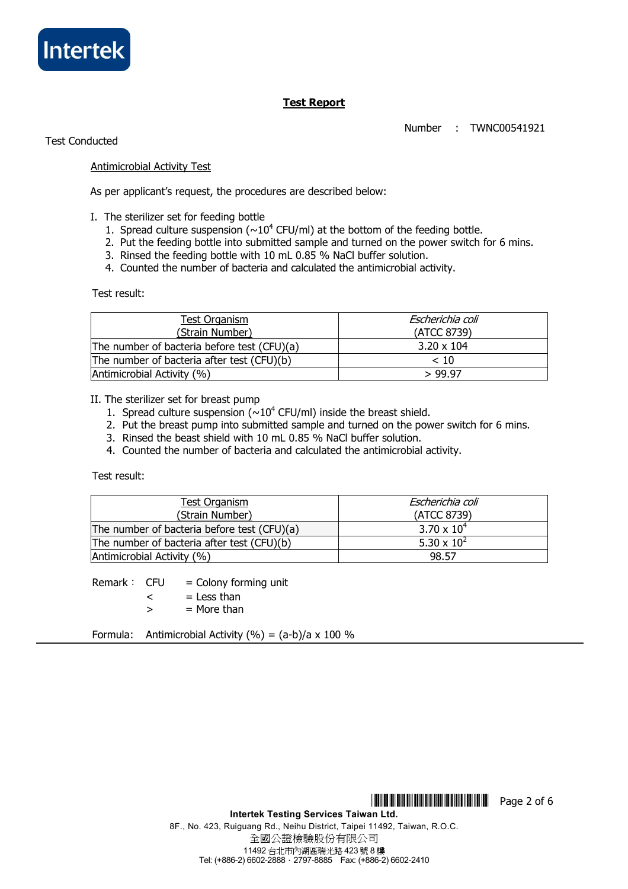# Test Report

Number : TWNC00541921

Test Conducted

Antimicrobial Activity Test

As per applicant's request, the procedures are described below:

I. The sterilizer set for feeding bottle

1. Spread culture suspension (~$10^4$ CFU/ml) at the bottom of the feeding bottle.
2. Put the feeding bottle into submitted sample and turned on the power switch for 6 mins.
3. Rinsed the feeding bottle with 10 mL 0.85 % NaCl buffer solution.
4. Counted the number of bacteria and calculated the antimicrobial activity.

Test result:

| Test Organism (Strain Number) | *Escherichia coli* (ATCC 8739) |
|---|---|
| The number of bacteria before test (CFU)(a) | 3.20 x 104 |
| The number of bacteria after test (CFU)(b) | < 10 |
| Antimicrobial Activity (%) | > 99.97 |

II. The sterilizer set for breast pump

1. Spread culture suspension (~$10^4$ CFU/ml) inside the breast shield.
2. Put the breast pump into submitted sample and turned on the power switch for 6 mins.
3. Rinsed the beast shield with 10 mL 0.85 % NaCl buffer solution.
4. Counted the number of bacteria and calculated the antimicrobial activity.

Test result:

| Test Organism (Strain Number) | *Escherichia coli* (ATCC 8739) |
|---|---|
| The number of bacteria before test (CFU)(a) | $3.70 \times 10^4$ |
| The number of bacteria after test (CFU)(b) | $5.30 \times 10^2$ |
| Antimicrobial Activity (%) | 98.57 |

Remark：CFU = Colony forming unit
< = Less than
> = More than

Formula: Antimicrobial Activity (%) = (a-b)/a x 100 %

**Intertek Testing Services Taiwan Ltd.**
8F., No. 423, Ruiguang Rd., Neihu District, Taipei 11492, Taiwan, R.O.C.
全國公證檢驗股份有限公司
11492 台北市內湖區瑞光路 423 號 8 樓
Tel: (+886-2) 6602-2888 · 2797-8885 Fax: (+886-2) 6602-2410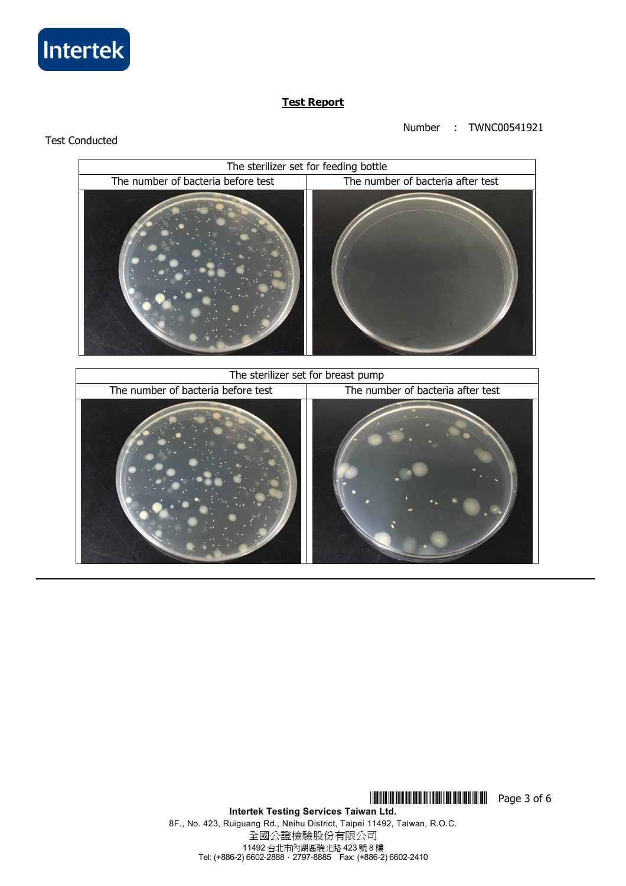**Test Report**

Number : TWNC00541921

Test Conducted

| The sterilizer set for feeding bottle | |
| --- | --- |
| The number of bacteria before test | The number of bacteria after test |
| | |

| The sterilizer set for breast pump | |
| --- | --- |
| The number of bacteria before test | The number of bacteria after test |
| | |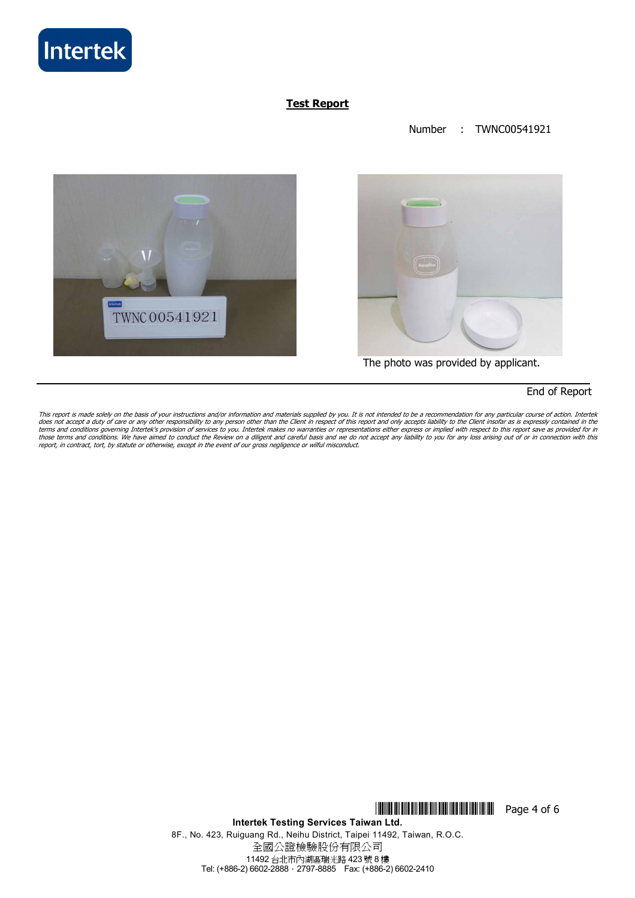**Test Report**

Number : TWNC00541921

The photo was provided by applicant.

End of Report

*This report is made solely on the basis of your instructions and/or information and materials supplied by you. It is not intended to be a recommendation for any particular course of action. Intertek does not accept a duty of care or any other responsibility to any person other than the Client in respect of this report and only accepts liability to the Client insofar as is expressly contained in the terms and conditions governing Intertek's provision of services to you. Intertek makes no warranties or representations either express or implied with respect to this report save as provided for in those terms and conditions. We have aimed to conduct the Review on a diligent and careful basis and we do not accept any liability to you for any loss arising out of or in connection with this report, in contract, tort, by statute or otherwise, except in the event of our gross negligence or wilful misconduct.*

**Intertek Testing Services Taiwan Ltd.**
8F., No. 423, Ruiguang Rd., Neihu District, Taipei 11492, Taiwan, R.O.C.
全國公證檢驗股份有限公司
11492 台北市內湖區瑞光路 423 號 8 樓
Tel: (+886-2) 6602-2888 · 2797-8885 Fax: (+886-2) 6602-2410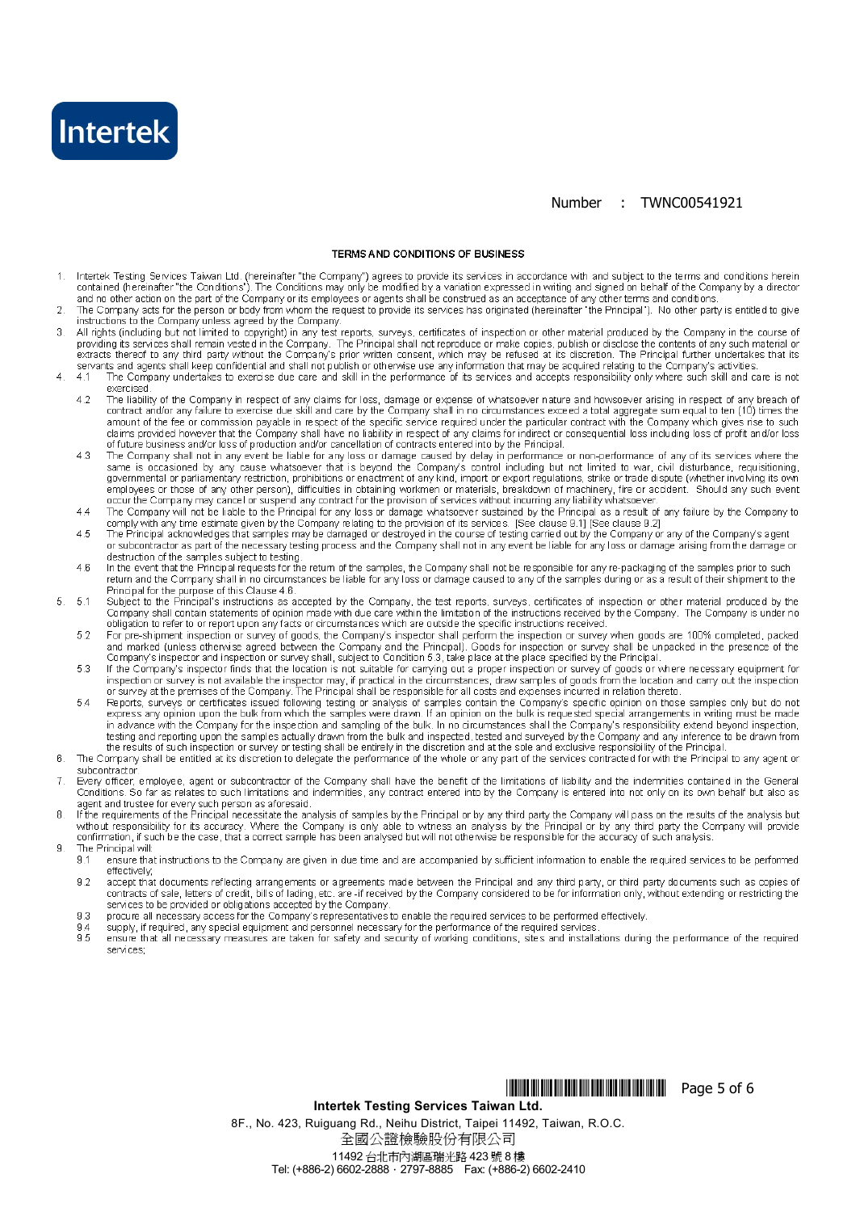Intertek

Number : TWNC00541921

### TERMS AND CONDITIONS OF BUSINESS

1. Intertek Testing Services Taiwan Ltd. (hereinafter "the Company") agrees to provide its services in accordance with and subject to the terms and conditions herein contained (hereinafter "the Conditions"). The Conditions may only be modified by a variation expressed in writing and signed on behalf of the Company by a director and no other action on the part of the Company or its employees or agents shall be construed as an acceptance of any other terms and conditions.
2. The Company acts for the person or body from whom the request to provide its services has originated (hereinafter "the Principal"). No other party is entitled to give instructions to the Company unless agreed by the Company.
3. All rights (including but not limited to copyright) in any test reports, surveys, certificates of inspection or other material produced by the Company in the course of providing its services shall remain vested in the Company. The Principal shall not reproduce or make copies, publish or disclose the contents of any such material or extracts thereof to any third party without the Company's prior written consent, which may be refused at its discretion. The Principal further undertakes that its servants and agents shall keep confidential and shall not publish or otherwise use any information that may be acquired relating to the Company's activities.
4. 4.1 The Company undertakes to exercise due care and skill in the performance of its services and accepts responsibility only where such skill and care is not exercised.
   - 4.2 The liability of the Company in respect of any claims for loss, damage or expense of whatsoever nature and howsoever arising in respect of any breach of contract and/or any failure to exercise due skill and care by the Company shall in no circumstances exceed a total aggregate sum equal to ten (10) times the amount of the fee or commission payable in respect of the specific service required under the particular contract with the Company which gives rise to such claims provided however that the Company shall have no liability in respect of any claims for indirect or consequential loss including loss of profit and/or loss of future business and/or loss of production and/or cancellation of contracts entered into by the Principal.
   - 4.3 The Company shall not in any event be liable for any loss or damage caused by delay in performance or non-performance of any of its services where the same is occasioned by any cause whatsoever that is beyond the Company's control including but not limited to war, civil disturbance, requisitioning, governmental or parliamentary restriction, prohibitions or enactment of any kind, import or export regulations, strike or trade dispute (whether involving its own employees or those of any other person), difficulties in obtaining workmen or materials, breakdown of machinery, fire or accident. Should any such event occur the Company may cancel or suspend any contract for the provision of services without incurring any liability whatsoever.
   - 4.4 The Company will not be liable to the Principal for any loss or damage whatsoever sustained by the Principal as a result of any failure by the Company to comply with any time estimate given by the Company relating to the provision of its services. [See clause 9.1] [See clause 9.2]
   - 4.5 The Principal acknowledges that samples may be damaged or destroyed in the course of testing carried out by the Company or any of the Company's agent or subcontractor as part of the necessary testing process and the Company shall not in any event be liable for any loss or damage arising from the damage or destruction of the samples subject to testing.
   - 4.6 In the event that the Principal requests for the return of the samples, the Company shall not be responsible for any re-packaging of the samples prior to such return and the Company shall in no circumstances be liable for any loss or damage caused to any of the samples during or as a result of their shipment to the Principal for the purpose of this Clause 4.6.
5. 5.1 Subject to the Principal's instructions as accepted by the Company, the test reports, surveys, certificates of inspection or other material produced by the Company shall contain statements of opinion made with due care within the limitation of the instructions received by the Company. The Company is under no obligation to refer to or report upon any facts or circumstances which are outside the specific instructions received.
   - 5.2 For pre-shipment inspection or survey of goods, the Company's inspector shall perform the inspection or survey when goods are 100% completed, packed and marked (unless otherwise agreed between the Company and the Principal). Goods for inspection or survey shall be unpacked in the presence of the Company's inspector and inspection or survey shall, subject to Condition 5.3, take place at the place specified by the Principal.
   - 5.3 If the Company's inspector finds that the location is not suitable for carrying out a proper inspection or survey of goods or where necessary equipment for inspection or survey is not available the inspector may, if practical in the circumstances, draw samples of goods from the location and carry out the inspection or survey at the premises of the Company. The Principal shall be responsible for all costs and expenses incurred in relation thereto.
   - 5.4 Reports, surveys or certificates issued following testing or analysis of samples contain the Company's specific opinion on those samples only but do not express any opinion upon the bulk from which the samples were drawn. If an opinion on the bulk is requested special arrangements in writing must be made in advance with the Company for the inspection and sampling of the bulk. In no circumstances shall the Company's responsibility extend beyond inspection, testing and reporting upon the samples actually drawn from the bulk and inspected, tested and surveyed by the Company and any inference to be drawn from the results of such inspection or survey or testing shall be entirely in the discretion and at the sole and exclusive responsibility of the Principal.
6. The Company shall be entitled at its discretion to delegate the performance of the whole or any part of the services contracted for with the Principal to any agent or subcontractor.
7. Every officer, employee, agent or subcontractor of the Company shall have the benefit of the limitations of liability and the indemnities contained in the General Conditions. So far as relates to such limitations and indemnities, any contract entered into by the Company is entered into not only on its own behalf but also as agent and trustee for every such person as aforesaid.
8. If the requirements of the Principal necessitate the analysis of samples by the Principal or by any third party the Company will pass on the results of the analysis but without responsibility for its accuracy. Where the Company is only able to witness an analysis by the Principal or by any third party the Company will provide confirmation, if such be the case, that a correct sample has been analysed but will not otherwise be responsible for the accuracy of such analysis.
9. The Principal will:
   - 9.1 ensure that instructions to the Company are given in due time and are accompanied by sufficient information to enable the required services to be performed effectively;
   - 9.2 accept that documents reflecting arrangements or agreements made between the Principal and any third party, or third party documents such as copies of contracts of sale, letters of credit, bills of lading, etc. are -if received by the Company considered to be for information only, without extending or restricting the services to be provided or obligations accepted by the Company.
   - 9.3 procure all necessary access for the Company's representatives to enable the required services to be performed effectively.
   - 9.4 supply, if required, any special equipment and personnel necessary for the performance of the required services.
   - 9.5 ensure that all necessary measures are taken for safety and security of working conditions, sites and installations during the performance of the required services;

**Intertek Testing Services Taiwan Ltd.**
8F., No. 423, Ruiguang Rd., Neihu District, Taipei 11492, Taiwan, R.O.C.
全國公證檢驗股份有限公司
11492 台北市內湖區瑞光路 423 號 8 樓
Tel: (+886-2) 6602-2888 · 2797-8885 Fax: (+886-2) 6602-2410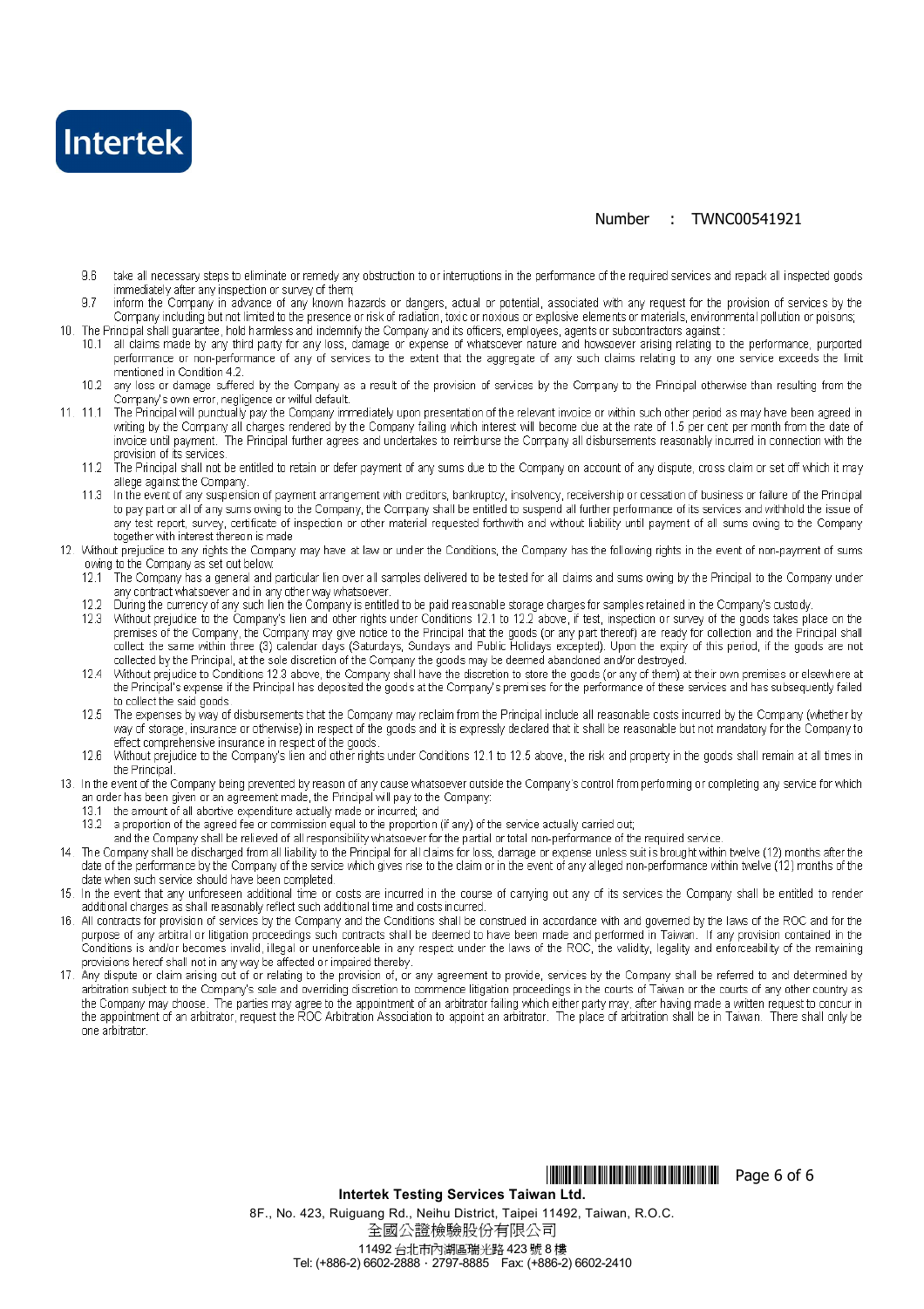Number : TWNC00541921

9.6 take all necessary steps to eliminate or remedy any obstruction to or interruptions in the performance of the required services and repack all inspected goods immediately after any inspection or survey of them

9.7 inform the Company in advance of any known hazards or dangers, actual or potential, associated with any request for the provision of services by the Company including but not limited to the presence or risk of radiation, toxic or noxious or explosive elements or materials, environmental pollution or poisons;

10. The Principal shall guarantee, hold harmless and indemnify the Company and its officers, employees, agents or subcontractors against :

10.1 all claims made by any third party for any loss, damage or expense of whatsoever nature and howsoever arising relating to the performance, purported performance or non-performance of any of services to the extent that the aggregate of any such claims relating to any one service exceeds the limit mentioned in Condition 4.2.

10.2 any loss or damage suffered by the Company as a result of the provision of services by the Company to the Principal otherwise than resulting from the Company's own error, negligence or wilful default.

11. 11.1 The Principal will punctually pay the Company immediately upon presentation of the relevant invoice or within such other period as may have been agreed in writing by the Company all charges rendered by the Company failing which interest will become due at the rate of 1.5 per cent per month from the date of invoice until payment. The Principal further agrees and undertakes to reimburse the Company all disbursements reasonably incurred in connection with the provision of its services.

11.2 The Principal shall not be entitled to retain or defer payment of any sums due to the Company on account of any dispute, cross claim or set off which it may allege against the Company.

11.3 In the event of any suspension of payment arrangement with creditors, bankruptcy, insolvency, receivership or cessation of business or failure of the Principal to pay part or all of any sums owing to the Company, the Company shall be entitled to suspend all further performance of its services and withhold the issue of any test report, survey, certificate of inspection or other material requested forthwith and without liability until payment of all sums owing to the Company together with interest thereon is made

12. Without prejudice to any rights the Company may have at law or under the Conditions, the Company has the following rights in the event of non-payment of sums owing to the Company as set out below:

12.1 The Company has a general and particular lien over all samples delivered to be tested for all claims and sums owing by the Principal to the Company under any contract whatsoever and in any other way whatsoever.

12.2 During the currency of any such lien the Company is entitled to be paid reasonable storage charges for samples retained in the Company's custody.

12.3 Without prejudice to the Company's lien and other rights under Conditions 12.1 to 12.2 above, if test, inspection or survey of the goods takes place on the premises of the Company, the Company may give notice to the Principal that the goods (or any part thereof) are ready for collection and the Principal shall collect the same within three (3) calendar days (Saturdays, Sundays and Public Holidays excepted). Upon the expiry of this period, if the goods are not collected by the Principal, at the sole discretion of the Company the goods may be deemed abandoned and/or destroyed.

12.4 Without prejudice to Conditions 12.3 above, the Company shall have the discretion to store the goods (or any of them) at their own premises or elsewhere at the Principal's expense if the Principal has deposited the goods at the Company's premises for the performance of these services and has subsequently failed to collect the said goods.

12.5 The expenses by way of disbursements that the Company may reclaim from the Principal include all reasonable costs incurred by the Company (whether by way of storage, insurance or otherwise) in respect of the goods and it is expressly declared that it shall be reasonable but not mandatory for the Company to effect comprehensive insurance in respect of the goods.

12.6 Without prejudice to the Company's lien and other rights under Conditions 12.1 to 12.5 above, the risk and property in the goods shall remain at all times in the Principal.

13. In the event of the Company being prevented by reason of any cause whatsoever outside the Company's control from performing or completing any service for which an order has been given or an agreement made, the Principal will pay to the Company:

13.1 the amount of all abortive expenditure actually made or incurred; and

13.2 a proportion of the agreed fee or commission equal to the proportion (if any) of the service actually carried out;

and the Company shall be relieved of all responsibility whatsoever for the partial or total non-performance of the required service.

14. The Company shall be discharged from all liability to the Principal for all claims for loss, damage or expense unless suit is brought within twelve (12) months after the date of the performance by the Company of the service which gives rise to the claim or in the event of any alleged non-performance within twelve (12) months of the date when such service should have been completed.

15. In the event that any unforeseen additional time or costs are incurred in the course of carrying out any of its services the Company shall be entitled to render additional charges as shall reasonably reflect such additional time and costs incurred.

16. All contracts for provision of services by the Company and the Conditions shall be construed in accordance with and governed by the laws of the ROC and for the purpose of any arbitral or litigation proceedings such contracts shall be deemed to have been made and performed in Taiwan. If any provision contained in the Conditions is and/or becomes invalid, illegal or unenforceable in any respect under the laws of the ROC, the validity, legality and enforceability of the remaining provisions hereof shall not in any way be affected or impaired thereby.

17. Any dispute or claim arising out of or relating to the provision of, or any agreement to provide, services by the Company shall be referred to and determined by arbitration subject to the Company's sole and overriding discretion to commence litigation proceedings in the courts of Taiwan or the courts of any other country as the Company may choose. The parties may agree to the appointment of an arbitrator failing which either party may, after having made a written request to concur in the appointment of an arbitrator, request the ROC Arbitration Association to appoint an arbitrator. The place of arbitration shall be in Taiwan. There shall only be one arbitrator.

**Intertek Testing Services Taiwan Ltd.**
8F., No. 423, Ruiguang Rd., Neihu District, Taipei 11492, Taiwan, R.O.C.
全國公證檢驗股份有限公司
11492 台北市內湖區瑞光路 423 號 8 樓
Tel: (+886-2) 6602-2888 · 2797-8885 Fax: (+886-2) 6602-2410